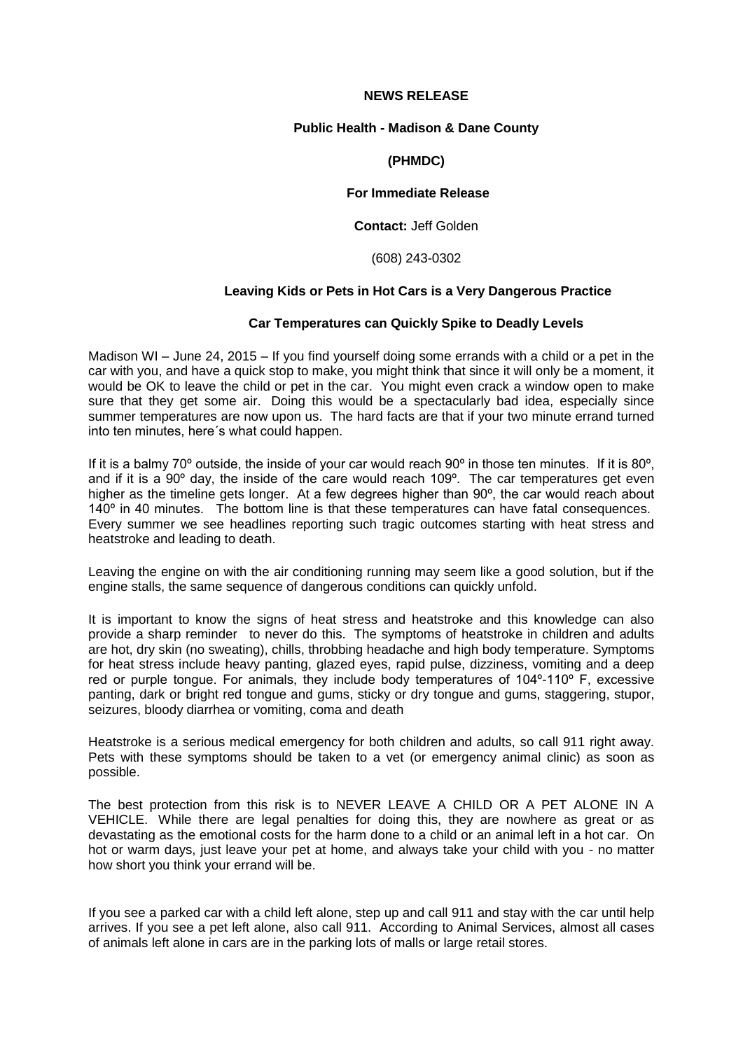**NEWS RELEASE**

**Public Health - Madison & Dane County**

**(PHMDC)**

**For Immediate Release**

**Contact:** Jeff Golden

(608) 243-0302

## Leaving Kids or Pets in Hot Cars is a Very Dangerous Practice

### Car Temperatures can Quickly Spike to Deadly Levels

Madison WI – June 24, 2015 – If you find yourself doing some errands with a child or a pet in the car with you, and have a quick stop to make, you might think that since it will only be a moment, it would be OK to leave the child or pet in the car. You might even crack a window open to make sure that they get some air. Doing this would be a spectacularly bad idea, especially since summer temperatures are now upon us. The hard facts are that if your two minute errand turned into ten minutes, here´s what could happen.

If it is a balmy 70º outside, the inside of your car would reach 90º in those ten minutes. If it is 80º, and if it is a 90º day, the inside of the care would reach 109º. The car temperatures get even higher as the timeline gets longer. At a few degrees higher than 90º, the car would reach about 140º in 40 minutes. The bottom line is that these temperatures can have fatal consequences. Every summer we see headlines reporting such tragic outcomes starting with heat stress and heatstroke and leading to death.

Leaving the engine on with the air conditioning running may seem like a good solution, but if the engine stalls, the same sequence of dangerous conditions can quickly unfold.

It is important to know the signs of heat stress and heatstroke and this knowledge can also provide a sharp reminder to never do this. The symptoms of heatstroke in children and adults are hot, dry skin (no sweating), chills, throbbing headache and high body temperature. Symptoms for heat stress include heavy panting, glazed eyes, rapid pulse, dizziness, vomiting and a deep red or purple tongue. For animals, they include body temperatures of 104º-110º F, excessive panting, dark or bright red tongue and gums, sticky or dry tongue and gums, staggering, stupor, seizures, bloody diarrhea or vomiting, coma and death

Heatstroke is a serious medical emergency for both children and adults, so call 911 right away. Pets with these symptoms should be taken to a vet (or emergency animal clinic) as soon as possible.

The best protection from this risk is to NEVER LEAVE A CHILD OR A PET ALONE IN A VEHICLE. While there are legal penalties for doing this, they are nowhere as great or as devastating as the emotional costs for the harm done to a child or an animal left in a hot car. On hot or warm days, just leave your pet at home, and always take your child with you - no matter how short you think your errand will be.

If you see a parked car with a child left alone, step up and call 911 and stay with the car until help arrives. If you see a pet left alone, also call 911. According to Animal Services, almost all cases of animals left alone in cars are in the parking lots of malls or large retail stores.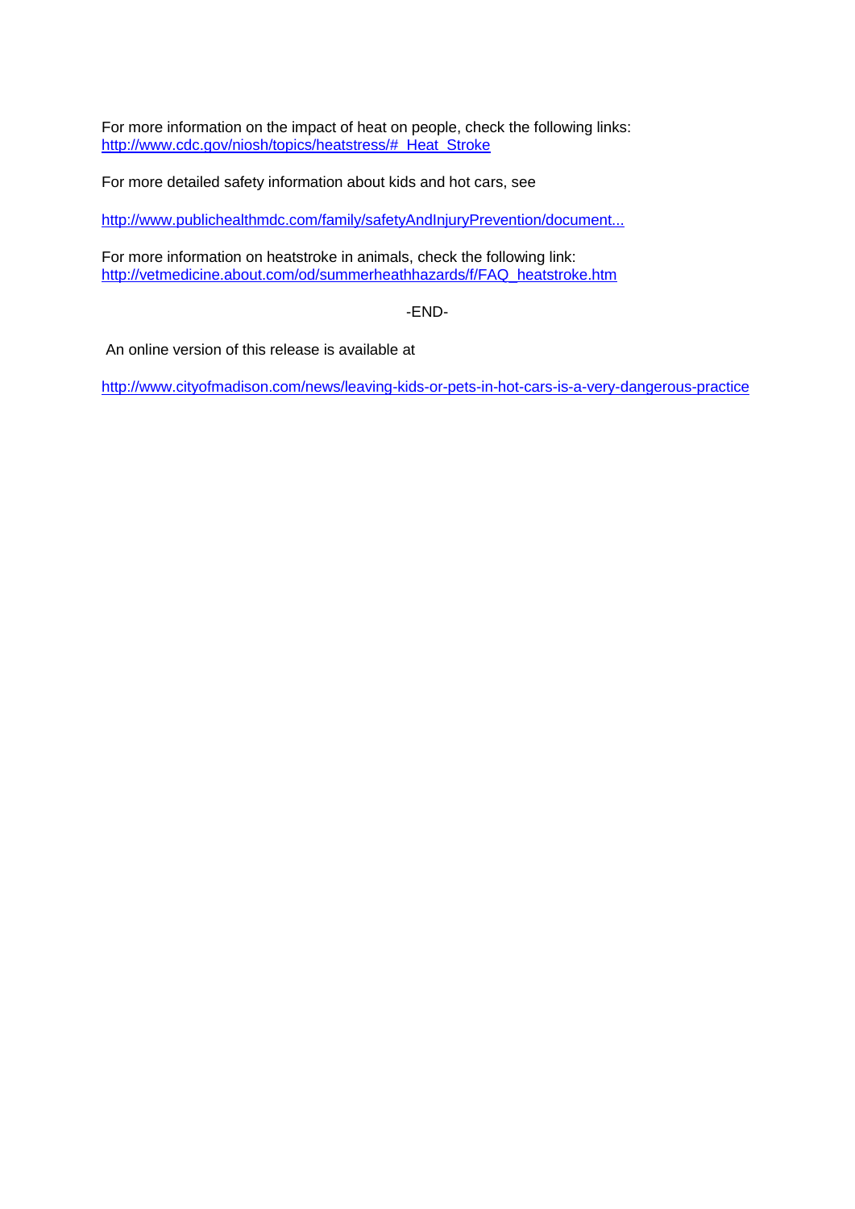For more information on the impact of heat on people, check the following links:
[http://www.cdc.gov/niosh/topics/heatstress/#_Heat_Stroke](http://www.cdc.gov/niosh/topics/heatstress/#_Heat_Stroke)

For more detailed safety information about kids and hot cars, see

[http://www.publichealthmdc.com/family/safetyAndInjuryPrevention/document...](http://www.publichealthmdc.com/family/safetyAndInjuryPrevention/document...)

For more information on heatstroke in animals, check the following link:
[http://vetmedicine.about.com/od/summerheathhazards/f/FAQ_heatstroke.htm](http://vetmedicine.about.com/od/summerheathhazards/f/FAQ_heatstroke.htm)

-END-

An online version of this release is available at

[http://www.cityofmadison.com/news/leaving-kids-or-pets-in-hot-cars-is-a-very-dangerous-practice](http://www.cityofmadison.com/news/leaving-kids-or-pets-in-hot-cars-is-a-very-dangerous-practice)